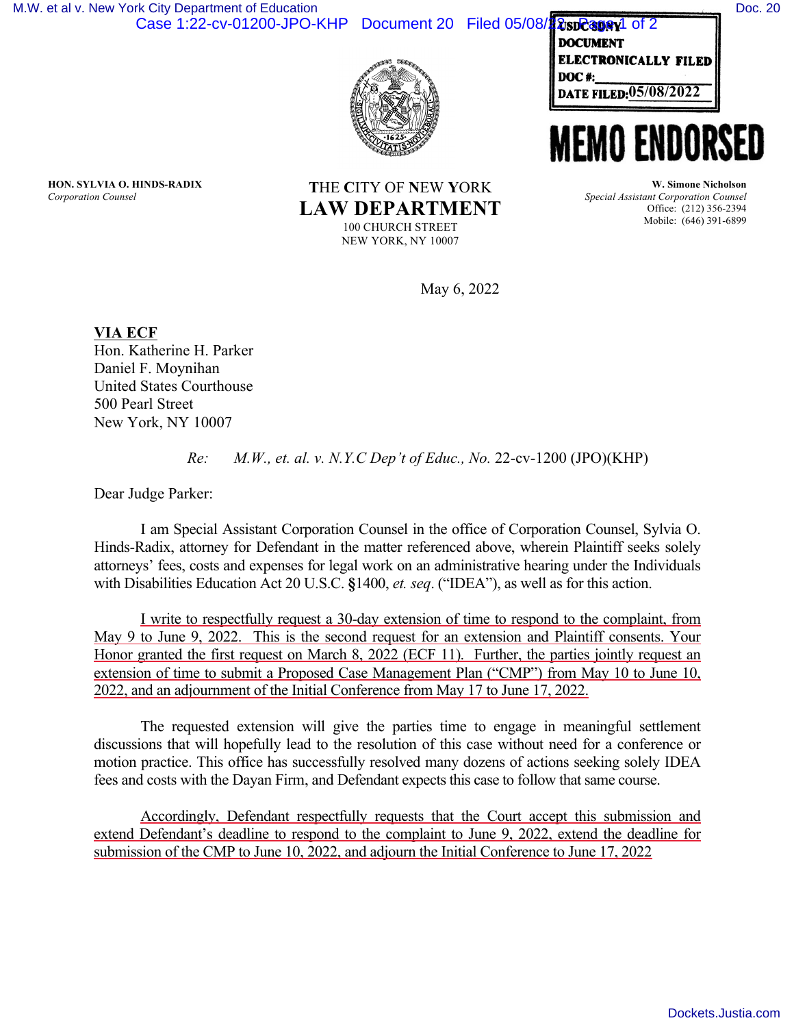USDC SDNY
DOCUMENT
ELECTRONICALLY FILED
DOC #:
DATE FILED: 05/08/2022

**MEMO ENDORSED**

**HON. SYLVIA O. HINDS-RADIX**
*Corporation Counsel*

THE CITY OF NEW YORK
**LAW DEPARTMENT**
100 CHURCH STREET
NEW YORK, NY 10007

**W. Simone Nicholson**
*Special Assistant Corporation Counsel*
Office: (212) 356-2394
Mobile: (646) 391-6899

May 6, 2022

**VIA ECF**
Hon. Katherine H. Parker
Daniel F. Moynihan
United States Courthouse
500 Pearl Street
New York, NY 10007

*Re: M.W., et. al. v. N.Y.C Dep't of Educ., No.* 22-cv-1200 (JPO)(KHP)

Dear Judge Parker:

I am Special Assistant Corporation Counsel in the office of Corporation Counsel, Sylvia O. Hinds-Radix, attorney for Defendant in the matter referenced above, wherein Plaintiff seeks solely attorneys' fees, costs and expenses for legal work on an administrative hearing under the Individuals with Disabilities Education Act 20 U.S.C. §1400, *et. seq*. ("IDEA"), as well as for this action.

I write to respectfully request a 30-day extension of time to respond to the complaint, from May 9 to June 9, 2022. This is the second request for an extension and Plaintiff consents. Your Honor granted the first request on March 8, 2022 (ECF 11). Further, the parties jointly request an extension of time to submit a Proposed Case Management Plan ("CMP") from May 10 to June 10, 2022, and an adjournment of the Initial Conference from May 17 to June 17, 2022.

The requested extension will give the parties time to engage in meaningful settlement discussions that will hopefully lead to the resolution of this case without need for a conference or motion practice. This office has successfully resolved many dozens of actions seeking solely IDEA fees and costs with the Dayan Firm, and Defendant expects this case to follow that same course.

Accordingly, Defendant respectfully requests that the Court accept this submission and extend Defendant's deadline to respond to the complaint to June 9, 2022, extend the deadline for submission of the CMP to June 10, 2022, and adjourn the Initial Conference to June 17, 2022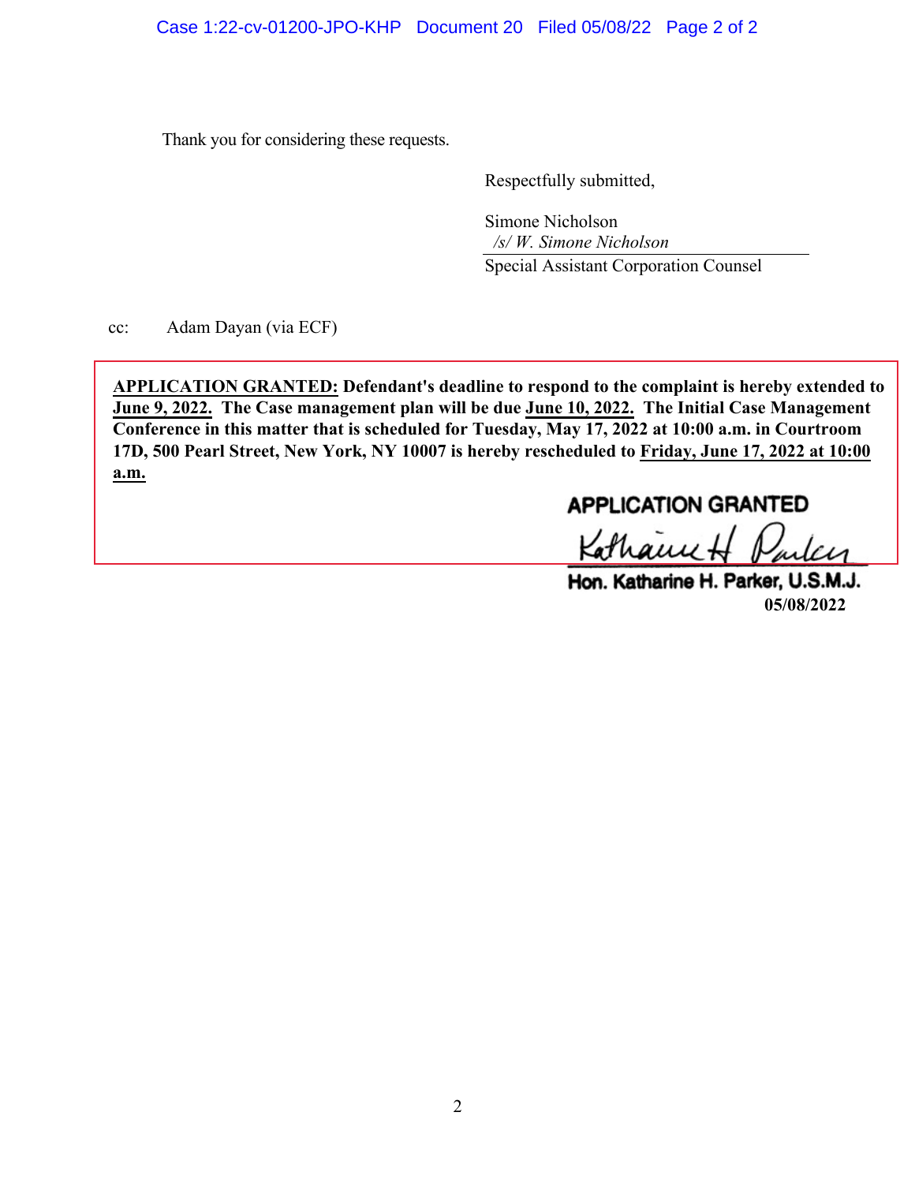Thank you for considering these requests.

Respectfully submitted,

Simone Nicholson
*/s/ W. Simone Nicholson*
Special Assistant Corporation Counsel

cc: Adam Dayan (via ECF)

**APPLICATION GRANTED: Defendant's deadline to respond to the complaint is hereby extended to June 9, 2022. The Case management plan will be due June 10, 2022. The Initial Case Management Conference in this matter that is scheduled for Tuesday, May 17, 2022 at 10:00 a.m. in Courtroom 17D, 500 Pearl Street, New York, NY 10007 is hereby rescheduled to Friday, June 17, 2022 at 10:00 a.m.**

**APPLICATION GRANTED**

Katharine H Parker

**Hon. Katharine H. Parker, U.S.M.J.**
**05/08/2022**